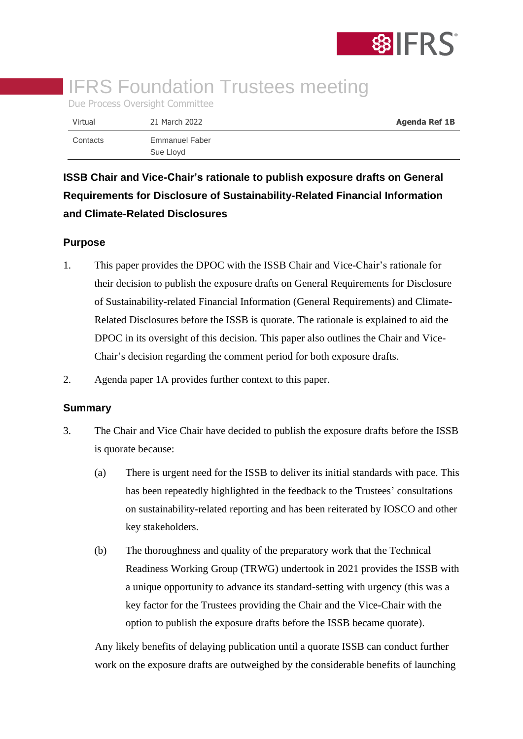# IFRS Foundation Trustees meeting

Due Process Oversight Committee

| Virtual | 21 March 2022 | Agenda Ref 1B |
|---|---|---|
| Contacts | Emmanuel Faber<br>Sue Lloyd | |

## ISSB Chair and Vice-Chair's rationale to publish exposure drafts on General Requirements for Disclosure of Sustainability-Related Financial Information and Climate-Related Disclosures

### Purpose

1. This paper provides the DPOC with the ISSB Chair and Vice-Chair's rationale for their decision to publish the exposure drafts on General Requirements for Disclosure of Sustainability-related Financial Information (General Requirements) and Climate-Related Disclosures before the ISSB is quorate. The rationale is explained to aid the DPOC in its oversight of this decision. This paper also outlines the Chair and Vice-Chair's decision regarding the comment period for both exposure drafts.

2. Agenda paper 1A provides further context to this paper.

### Summary

3. The Chair and Vice Chair have decided to publish the exposure drafts before the ISSB is quorate because:

   (a) There is urgent need for the ISSB to deliver its initial standards with pace. This has been repeatedly highlighted in the feedback to the Trustees' consultations on sustainability-related reporting and has been reiterated by IOSCO and other key stakeholders.

   (b) The thoroughness and quality of the preparatory work that the Technical Readiness Working Group (TRWG) undertook in 2021 provides the ISSB with a unique opportunity to advance its standard-setting with urgency (this was a key factor for the Trustees providing the Chair and the Vice-Chair with the option to publish the exposure drafts before the ISSB became quorate).

   Any likely benefits of delaying publication until a quorate ISSB can conduct further work on the exposure drafts are outweighed by the considerable benefits of launching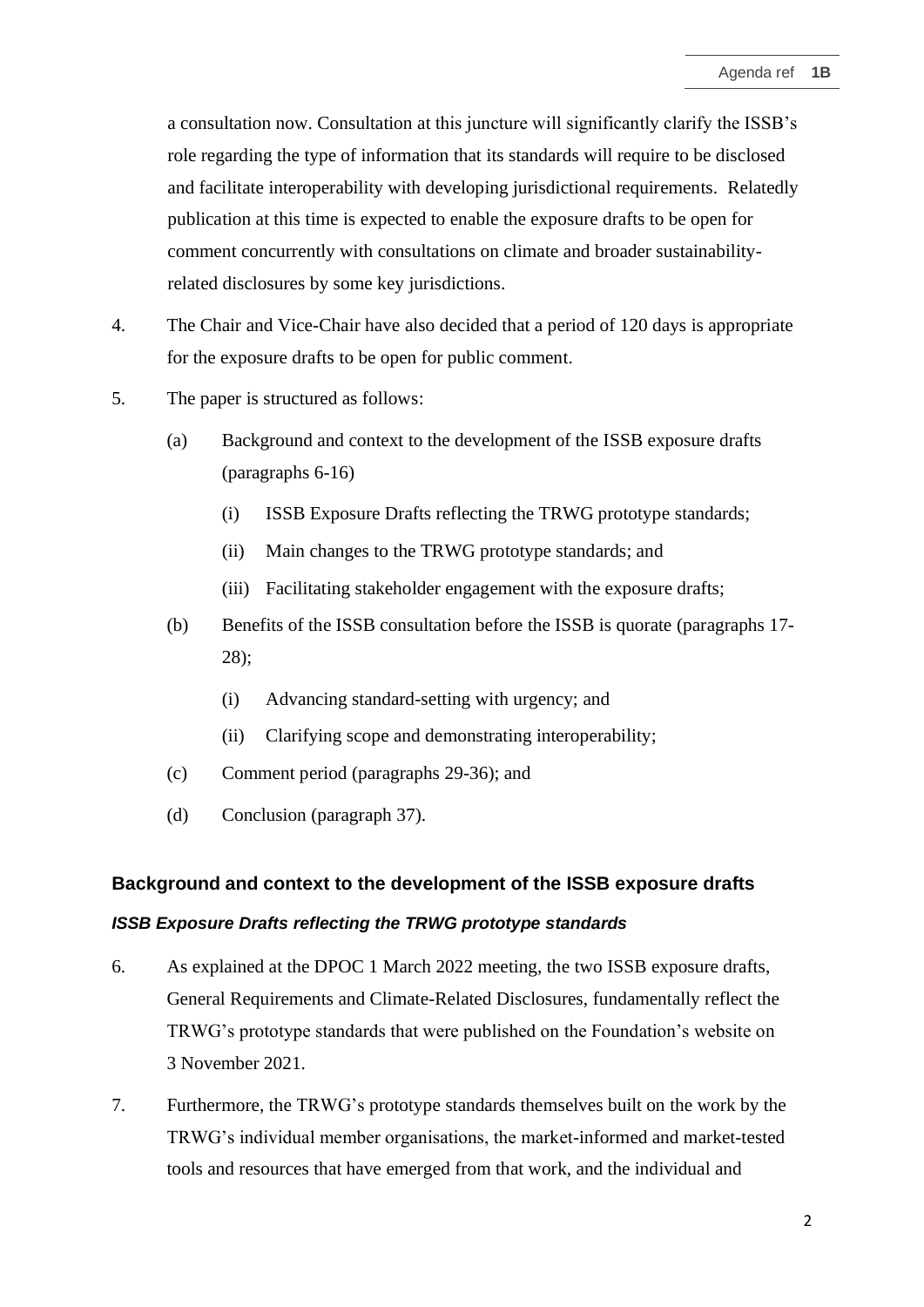a consultation now. Consultation at this juncture will significantly clarify the ISSB's role regarding the type of information that its standards will require to be disclosed and facilitate interoperability with developing jurisdictional requirements. Relatedly publication at this time is expected to enable the exposure drafts to be open for comment concurrently with consultations on climate and broader sustainability-related disclosures by some key jurisdictions.

4. The Chair and Vice-Chair have also decided that a period of 120 days is appropriate for the exposure drafts to be open for public comment.

5. The paper is structured as follows:

   (a) Background and context to the development of the ISSB exposure drafts (paragraphs 6-16)

      (i) ISSB Exposure Drafts reflecting the TRWG prototype standards;

      (ii) Main changes to the TRWG prototype standards; and

      (iii) Facilitating stakeholder engagement with the exposure drafts;

   (b) Benefits of the ISSB consultation before the ISSB is quorate (paragraphs 17-28);

      (i) Advancing standard-setting with urgency; and

      (ii) Clarifying scope and demonstrating interoperability;

   (c) Comment period (paragraphs 29-36); and

   (d) Conclusion (paragraph 37).

## Background and context to the development of the ISSB exposure drafts

### *ISSB Exposure Drafts reflecting the TRWG prototype standards*

6. As explained at the DPOC 1 March 2022 meeting, the two ISSB exposure drafts, General Requirements and Climate-Related Disclosures, fundamentally reflect the TRWG's prototype standards that were published on the Foundation's website on 3 November 2021.

7. Furthermore, the TRWG's prototype standards themselves built on the work by the TRWG's individual member organisations, the market-informed and market-tested tools and resources that have emerged from that work, and the individual and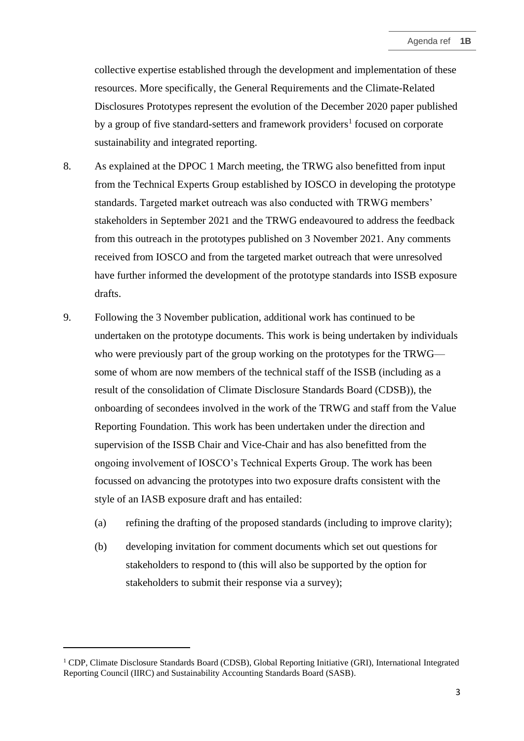collective expertise established through the development and implementation of these resources. More specifically, the General Requirements and the Climate-Related Disclosures Prototypes represent the evolution of the December 2020 paper published by a group of five standard-setters and framework providers[1] focused on corporate sustainability and integrated reporting.

8. As explained at the DPOC 1 March meeting, the TRWG also benefitted from input from the Technical Experts Group established by IOSCO in developing the prototype standards. Targeted market outreach was also conducted with TRWG members' stakeholders in September 2021 and the TRWG endeavoured to address the feedback from this outreach in the prototypes published on 3 November 2021. Any comments received from IOSCO and from the targeted market outreach that were unresolved have further informed the development of the prototype standards into ISSB exposure drafts.

9. Following the 3 November publication, additional work has continued to be undertaken on the prototype documents. This work is being undertaken by individuals who were previously part of the group working on the prototypes for the TRWG—some of whom are now members of the technical staff of the ISSB (including as a result of the consolidation of Climate Disclosure Standards Board (CDSB)), the onboarding of secondees involved in the work of the TRWG and staff from the Value Reporting Foundation. This work has been undertaken under the direction and supervision of the ISSB Chair and Vice-Chair and has also benefitted from the ongoing involvement of IOSCO's Technical Experts Group. The work has been focussed on advancing the prototypes into two exposure drafts consistent with the style of an IASB exposure draft and has entailed:

   (a) refining the drafting of the proposed standards (including to improve clarity);

   (b) developing invitation for comment documents which set out questions for stakeholders to respond to (this will also be supported by the option for stakeholders to submit their response via a survey);

[1] CDP, Climate Disclosure Standards Board (CDSB), Global Reporting Initiative (GRI), International Integrated Reporting Council (IIRC) and Sustainability Accounting Standards Board (SASB).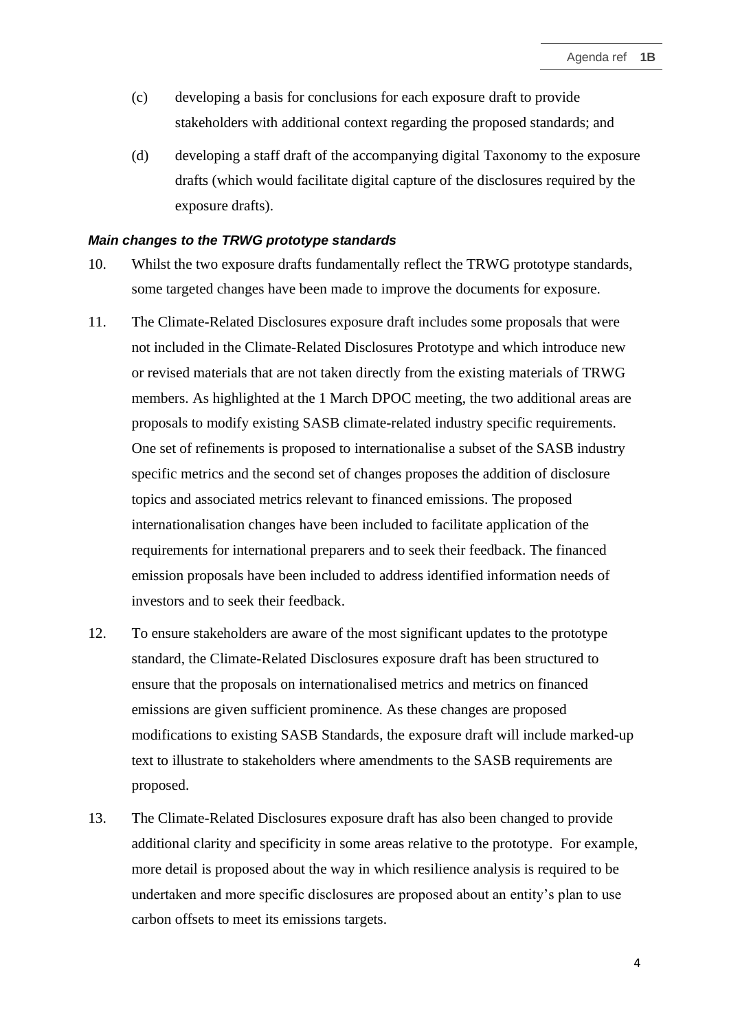(c) developing a basis for conclusions for each exposure draft to provide stakeholders with additional context regarding the proposed standards; and

(d) developing a staff draft of the accompanying digital Taxonomy to the exposure drafts (which would facilitate digital capture of the disclosures required by the exposure drafts).

***Main changes to the TRWG prototype standards***

10. Whilst the two exposure drafts fundamentally reflect the TRWG prototype standards, some targeted changes have been made to improve the documents for exposure.

11. The Climate-Related Disclosures exposure draft includes some proposals that were not included in the Climate-Related Disclosures Prototype and which introduce new or revised materials that are not taken directly from the existing materials of TRWG members. As highlighted at the 1 March DPOC meeting, the two additional areas are proposals to modify existing SASB climate-related industry specific requirements. One set of refinements is proposed to internationalise a subset of the SASB industry specific metrics and the second set of changes proposes the addition of disclosure topics and associated metrics relevant to financed emissions. The proposed internationalisation changes have been included to facilitate application of the requirements for international preparers and to seek their feedback. The financed emission proposals have been included to address identified information needs of investors and to seek their feedback.

12. To ensure stakeholders are aware of the most significant updates to the prototype standard, the Climate-Related Disclosures exposure draft has been structured to ensure that the proposals on internationalised metrics and metrics on financed emissions are given sufficient prominence. As these changes are proposed modifications to existing SASB Standards, the exposure draft will include marked-up text to illustrate to stakeholders where amendments to the SASB requirements are proposed.

13. The Climate-Related Disclosures exposure draft has also been changed to provide additional clarity and specificity in some areas relative to the prototype. For example, more detail is proposed about the way in which resilience analysis is required to be undertaken and more specific disclosures are proposed about an entity's plan to use carbon offsets to meet its emissions targets.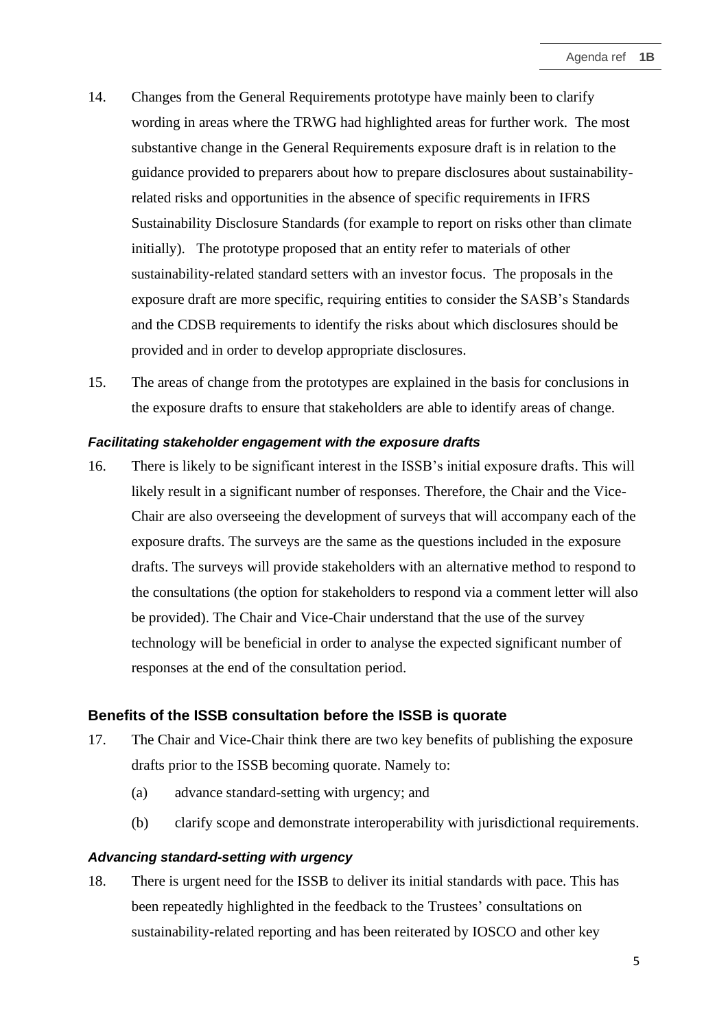14. Changes from the General Requirements prototype have mainly been to clarify wording in areas where the TRWG had highlighted areas for further work. The most substantive change in the General Requirements exposure draft is in relation to the guidance provided to preparers about how to prepare disclosures about sustainability-related risks and opportunities in the absence of specific requirements in IFRS Sustainability Disclosure Standards (for example to report on risks other than climate initially). The prototype proposed that an entity refer to materials of other sustainability-related standard setters with an investor focus. The proposals in the exposure draft are more specific, requiring entities to consider the SASB's Standards and the CDSB requirements to identify the risks about which disclosures should be provided and in order to develop appropriate disclosures.

15. The areas of change from the prototypes are explained in the basis for conclusions in the exposure drafts to ensure that stakeholders are able to identify areas of change.

#### *Facilitating stakeholder engagement with the exposure drafts*

16. There is likely to be significant interest in the ISSB's initial exposure drafts. This will likely result in a significant number of responses. Therefore, the Chair and the Vice-Chair are also overseeing the development of surveys that will accompany each of the exposure drafts. The surveys are the same as the questions included in the exposure drafts. The surveys will provide stakeholders with an alternative method to respond to the consultations (the option for stakeholders to respond via a comment letter will also be provided). The Chair and Vice-Chair understand that the use of the survey technology will be beneficial in order to analyse the expected significant number of responses at the end of the consultation period.

### Benefits of the ISSB consultation before the ISSB is quorate

17. The Chair and Vice-Chair think there are two key benefits of publishing the exposure drafts prior to the ISSB becoming quorate. Namely to:
    - (a) advance standard-setting with urgency; and
    - (b) clarify scope and demonstrate interoperability with jurisdictional requirements.

#### *Advancing standard-setting with urgency*

18. There is urgent need for the ISSB to deliver its initial standards with pace. This has been repeatedly highlighted in the feedback to the Trustees' consultations on sustainability-related reporting and has been reiterated by IOSCO and other key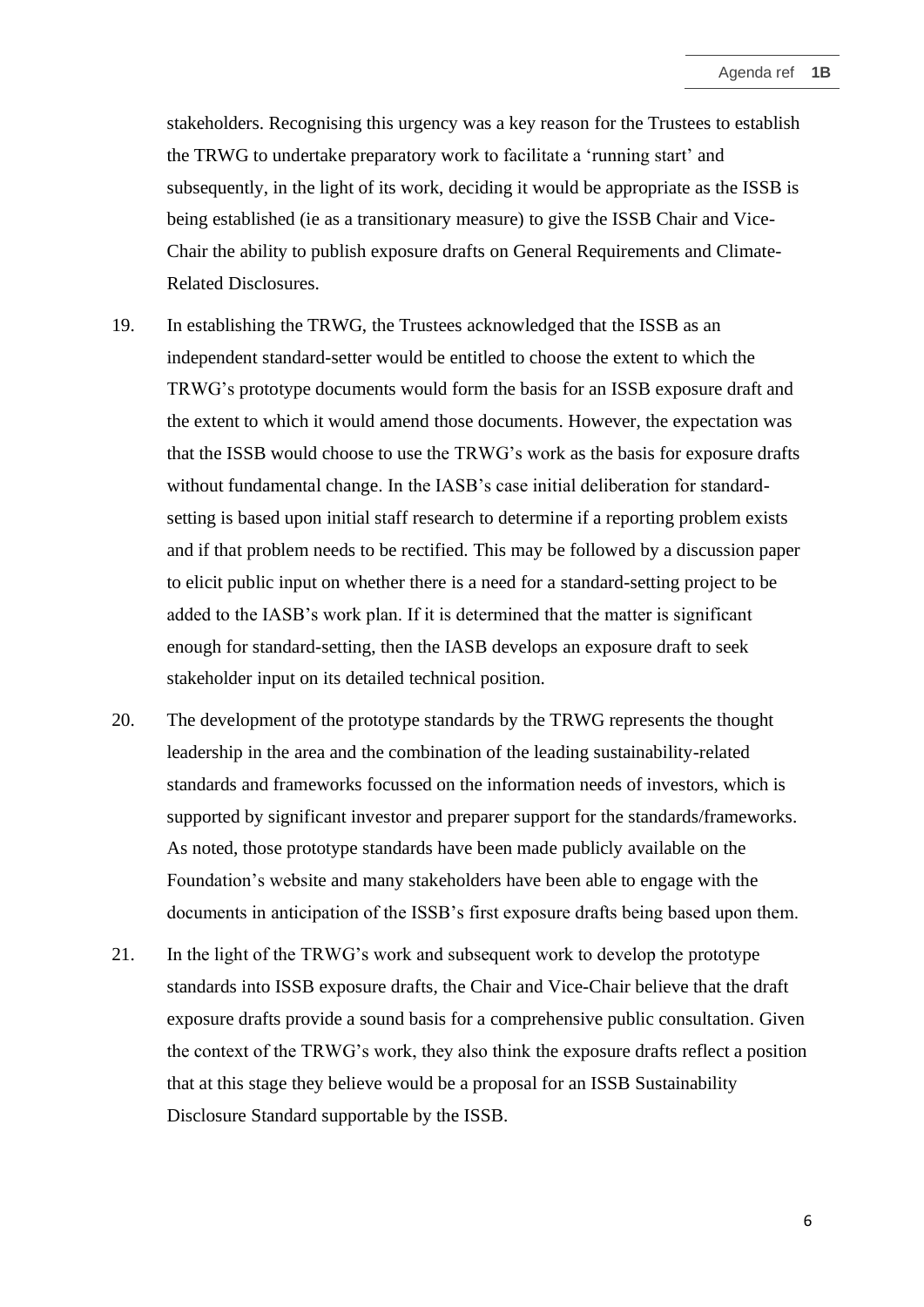stakeholders. Recognising this urgency was a key reason for the Trustees to establish the TRWG to undertake preparatory work to facilitate a 'running start' and subsequently, in the light of its work, deciding it would be appropriate as the ISSB is being established (ie as a transitionary measure) to give the ISSB Chair and Vice-Chair the ability to publish exposure drafts on General Requirements and Climate-Related Disclosures.

19. In establishing the TRWG, the Trustees acknowledged that the ISSB as an independent standard-setter would be entitled to choose the extent to which the TRWG's prototype documents would form the basis for an ISSB exposure draft and the extent to which it would amend those documents. However, the expectation was that the ISSB would choose to use the TRWG's work as the basis for exposure drafts without fundamental change. In the IASB's case initial deliberation for standard-setting is based upon initial staff research to determine if a reporting problem exists and if that problem needs to be rectified. This may be followed by a discussion paper to elicit public input on whether there is a need for a standard-setting project to be added to the IASB's work plan. If it is determined that the matter is significant enough for standard-setting, then the IASB develops an exposure draft to seek stakeholder input on its detailed technical position.

20. The development of the prototype standards by the TRWG represents the thought leadership in the area and the combination of the leading sustainability-related standards and frameworks focussed on the information needs of investors, which is supported by significant investor and preparer support for the standards/frameworks. As noted, those prototype standards have been made publicly available on the Foundation's website and many stakeholders have been able to engage with the documents in anticipation of the ISSB's first exposure drafts being based upon them.

21. In the light of the TRWG's work and subsequent work to develop the prototype standards into ISSB exposure drafts, the Chair and Vice-Chair believe that the draft exposure drafts provide a sound basis for a comprehensive public consultation. Given the context of the TRWG's work, they also think the exposure drafts reflect a position that at this stage they believe would be a proposal for an ISSB Sustainability Disclosure Standard supportable by the ISSB.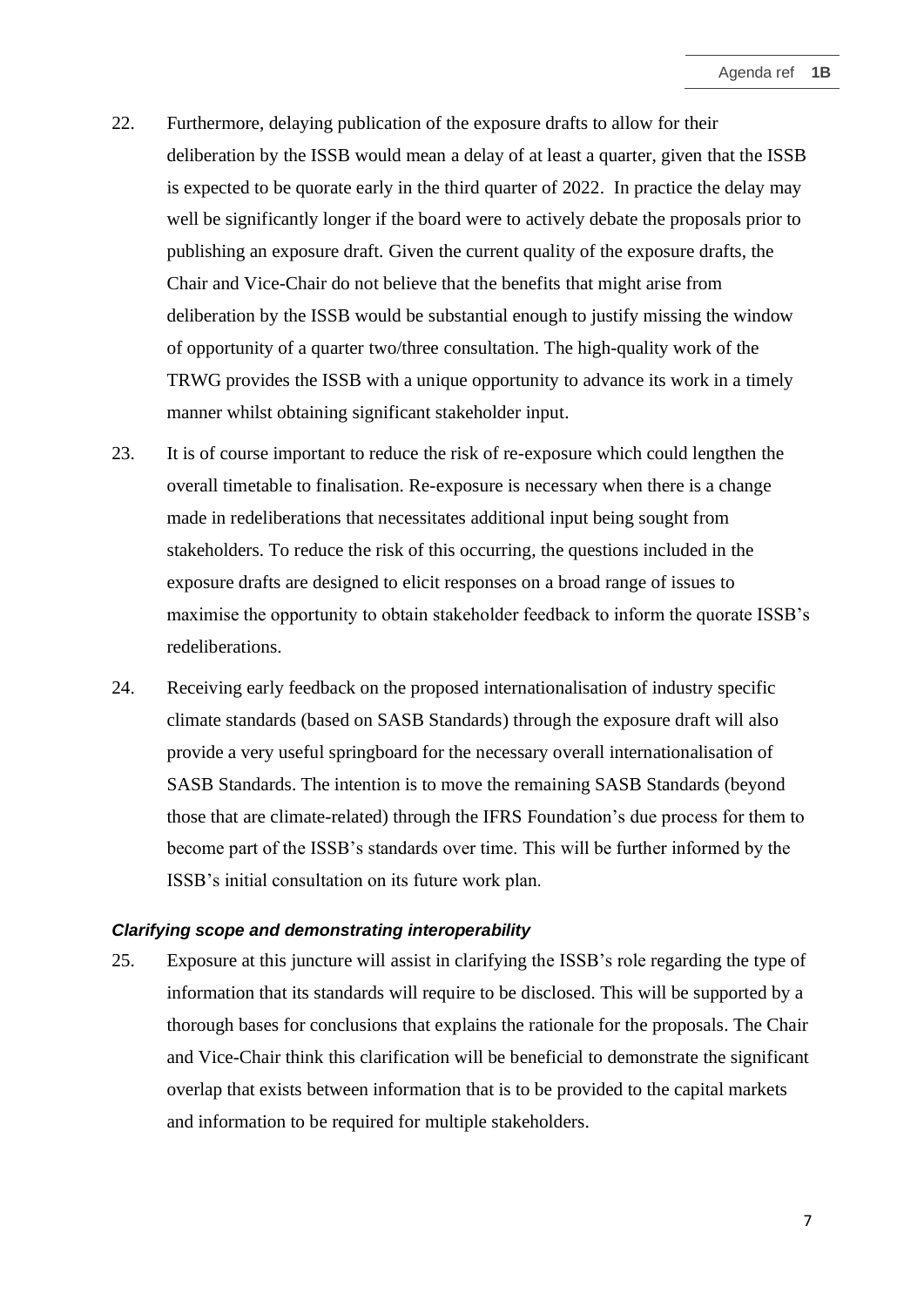22. Furthermore, delaying publication of the exposure drafts to allow for their deliberation by the ISSB would mean a delay of at least a quarter, given that the ISSB is expected to be quorate early in the third quarter of 2022. In practice the delay may well be significantly longer if the board were to actively debate the proposals prior to publishing an exposure draft. Given the current quality of the exposure drafts, the Chair and Vice-Chair do not believe that the benefits that might arise from deliberation by the ISSB would be substantial enough to justify missing the window of opportunity of a quarter two/three consultation. The high-quality work of the TRWG provides the ISSB with a unique opportunity to advance its work in a timely manner whilst obtaining significant stakeholder input.

23. It is of course important to reduce the risk of re-exposure which could lengthen the overall timetable to finalisation. Re-exposure is necessary when there is a change made in redeliberations that necessitates additional input being sought from stakeholders. To reduce the risk of this occurring, the questions included in the exposure drafts are designed to elicit responses on a broad range of issues to maximise the opportunity to obtain stakeholder feedback to inform the quorate ISSB's redeliberations.

24. Receiving early feedback on the proposed internationalisation of industry specific climate standards (based on SASB Standards) through the exposure draft will also provide a very useful springboard for the necessary overall internationalisation of SASB Standards. The intention is to move the remaining SASB Standards (beyond those that are climate-related) through the IFRS Foundation's due process for them to become part of the ISSB's standards over time. This will be further informed by the ISSB's initial consultation on its future work plan.

***Clarifying scope and demonstrating interoperability***

25. Exposure at this juncture will assist in clarifying the ISSB's role regarding the type of information that its standards will require to be disclosed. This will be supported by a thorough bases for conclusions that explains the rationale for the proposals. The Chair and Vice-Chair think this clarification will be beneficial to demonstrate the significant overlap that exists between information that is to be provided to the capital markets and information to be required for multiple stakeholders.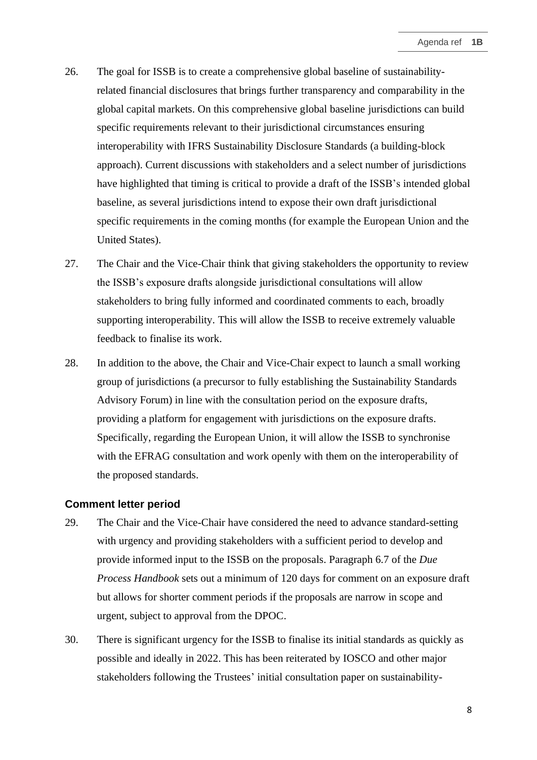26. The goal for ISSB is to create a comprehensive global baseline of sustainability-related financial disclosures that brings further transparency and comparability in the global capital markets. On this comprehensive global baseline jurisdictions can build specific requirements relevant to their jurisdictional circumstances ensuring interoperability with IFRS Sustainability Disclosure Standards (a building-block approach). Current discussions with stakeholders and a select number of jurisdictions have highlighted that timing is critical to provide a draft of the ISSB's intended global baseline, as several jurisdictions intend to expose their own draft jurisdictional specific requirements in the coming months (for example the European Union and the United States).

27. The Chair and the Vice-Chair think that giving stakeholders the opportunity to review the ISSB's exposure drafts alongside jurisdictional consultations will allow stakeholders to bring fully informed and coordinated comments to each, broadly supporting interoperability. This will allow the ISSB to receive extremely valuable feedback to finalise its work.

28. In addition to the above, the Chair and Vice-Chair expect to launch a small working group of jurisdictions (a precursor to fully establishing the Sustainability Standards Advisory Forum) in line with the consultation period on the exposure drafts, providing a platform for engagement with jurisdictions on the exposure drafts. Specifically, regarding the European Union, it will allow the ISSB to synchronise with the EFRAG consultation and work openly with them on the interoperability of the proposed standards.

### Comment letter period

29. The Chair and the Vice-Chair have considered the need to advance standard-setting with urgency and providing stakeholders with a sufficient period to develop and provide informed input to the ISSB on the proposals. Paragraph 6.7 of the *Due Process Handbook* sets out a minimum of 120 days for comment on an exposure draft but allows for shorter comment periods if the proposals are narrow in scope and urgent, subject to approval from the DPOC.

30. There is significant urgency for the ISSB to finalise its initial standards as quickly as possible and ideally in 2022. This has been reiterated by IOSCO and other major stakeholders following the Trustees' initial consultation paper on sustainability-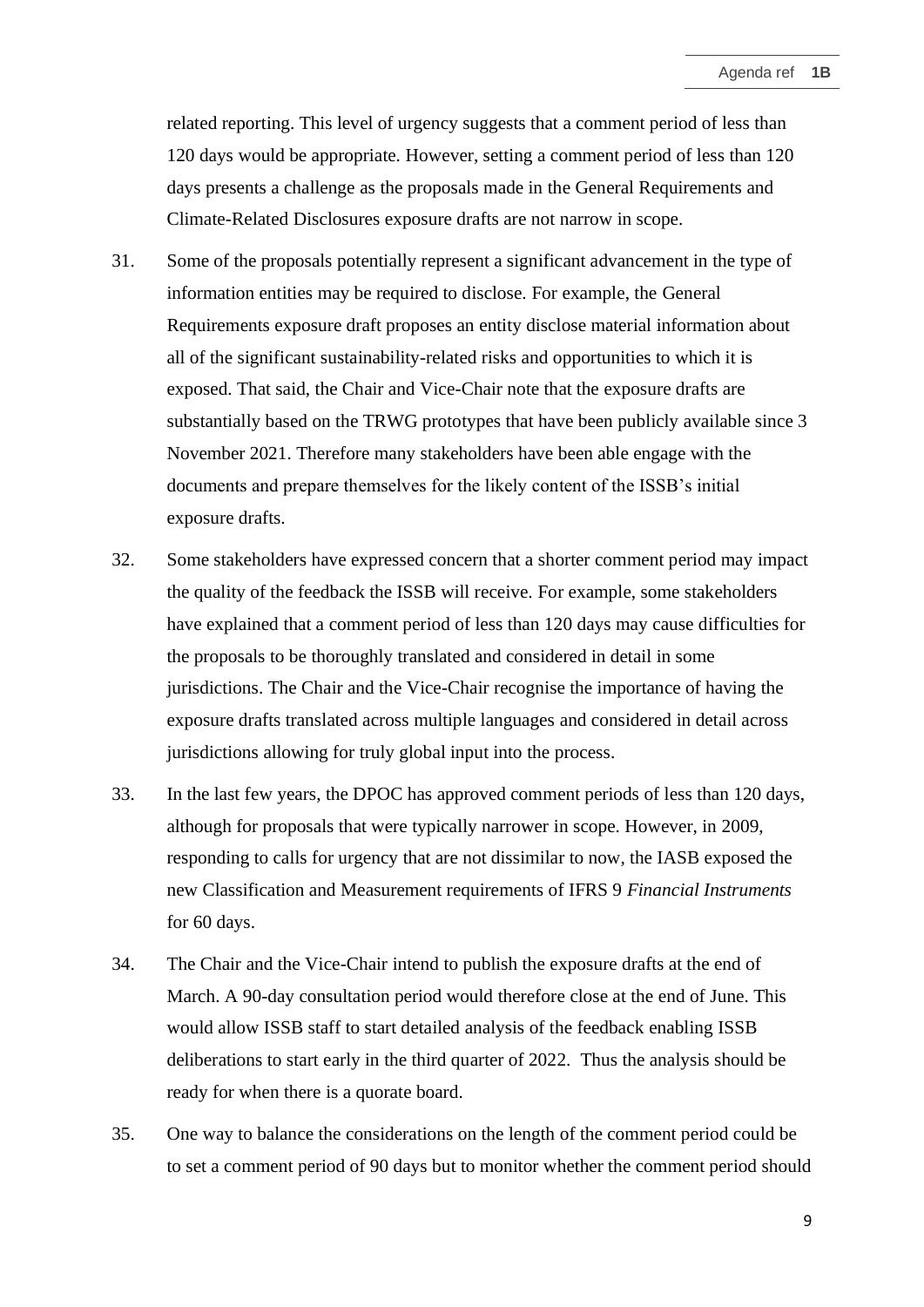related reporting. This level of urgency suggests that a comment period of less than 120 days would be appropriate. However, setting a comment period of less than 120 days presents a challenge as the proposals made in the General Requirements and Climate-Related Disclosures exposure drafts are not narrow in scope.

31. Some of the proposals potentially represent a significant advancement in the type of information entities may be required to disclose. For example, the General Requirements exposure draft proposes an entity disclose material information about all of the significant sustainability-related risks and opportunities to which it is exposed. That said, the Chair and Vice-Chair note that the exposure drafts are substantially based on the TRWG prototypes that have been publicly available since 3 November 2021. Therefore many stakeholders have been able engage with the documents and prepare themselves for the likely content of the ISSB's initial exposure drafts.

32. Some stakeholders have expressed concern that a shorter comment period may impact the quality of the feedback the ISSB will receive. For example, some stakeholders have explained that a comment period of less than 120 days may cause difficulties for the proposals to be thoroughly translated and considered in detail in some jurisdictions. The Chair and the Vice-Chair recognise the importance of having the exposure drafts translated across multiple languages and considered in detail across jurisdictions allowing for truly global input into the process.

33. In the last few years, the DPOC has approved comment periods of less than 120 days, although for proposals that were typically narrower in scope. However, in 2009, responding to calls for urgency that are not dissimilar to now, the IASB exposed the new Classification and Measurement requirements of IFRS 9 *Financial Instruments* for 60 days.

34. The Chair and the Vice-Chair intend to publish the exposure drafts at the end of March. A 90-day consultation period would therefore close at the end of June. This would allow ISSB staff to start detailed analysis of the feedback enabling ISSB deliberations to start early in the third quarter of 2022. Thus the analysis should be ready for when there is a quorate board.

35. One way to balance the considerations on the length of the comment period could be to set a comment period of 90 days but to monitor whether the comment period should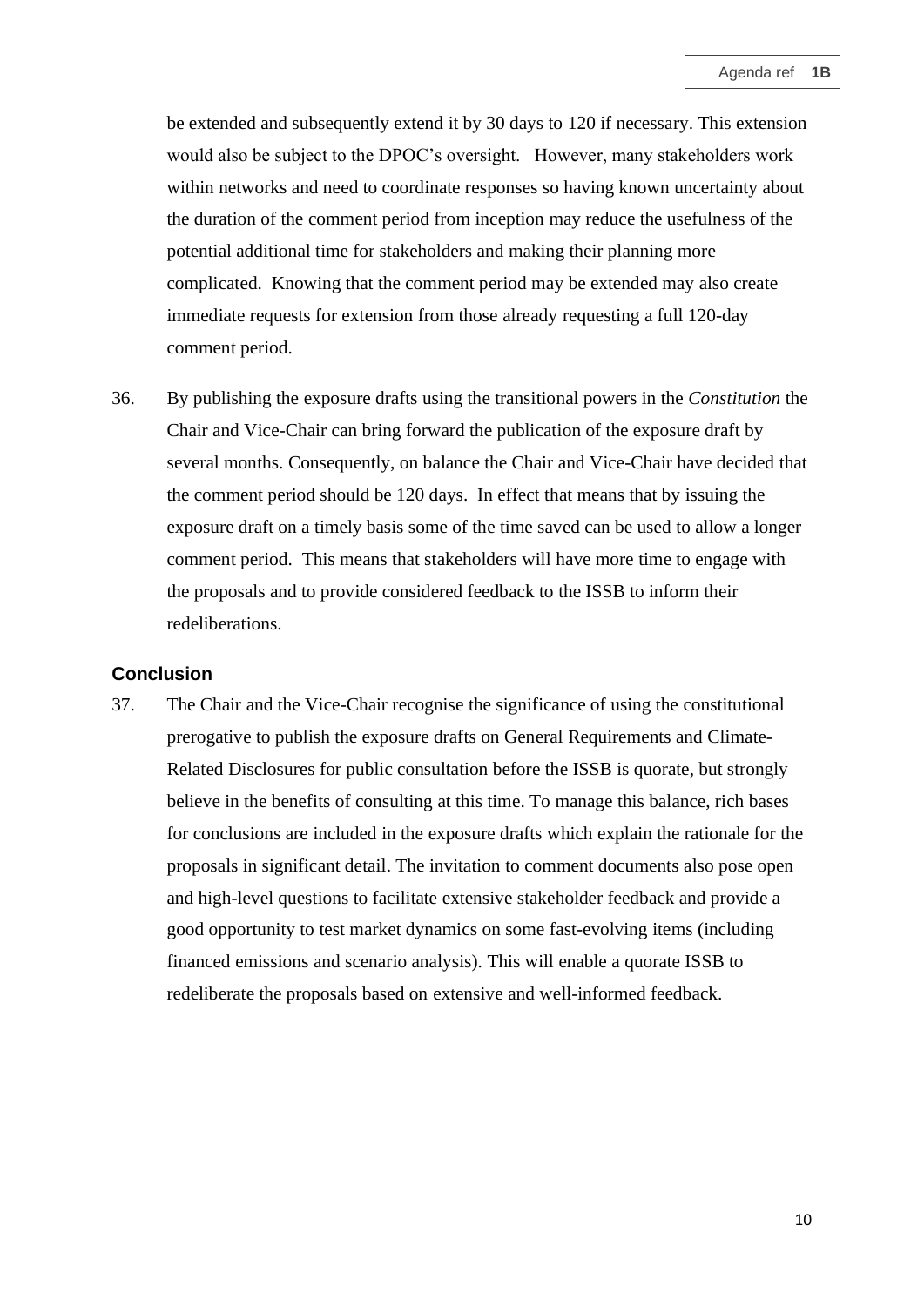be extended and subsequently extend it by 30 days to 120 if necessary. This extension would also be subject to the DPOC's oversight. However, many stakeholders work within networks and need to coordinate responses so having known uncertainty about the duration of the comment period from inception may reduce the usefulness of the potential additional time for stakeholders and making their planning more complicated. Knowing that the comment period may be extended may also create immediate requests for extension from those already requesting a full 120-day comment period.

36. By publishing the exposure drafts using the transitional powers in the *Constitution* the Chair and Vice-Chair can bring forward the publication of the exposure draft by several months. Consequently, on balance the Chair and Vice-Chair have decided that the comment period should be 120 days. In effect that means that by issuing the exposure draft on a timely basis some of the time saved can be used to allow a longer comment period. This means that stakeholders will have more time to engage with the proposals and to provide considered feedback to the ISSB to inform their redeliberations.

## Conclusion

37. The Chair and the Vice-Chair recognise the significance of using the constitutional prerogative to publish the exposure drafts on General Requirements and Climate-Related Disclosures for public consultation before the ISSB is quorate, but strongly believe in the benefits of consulting at this time. To manage this balance, rich bases for conclusions are included in the exposure drafts which explain the rationale for the proposals in significant detail. The invitation to comment documents also pose open and high-level questions to facilitate extensive stakeholder feedback and provide a good opportunity to test market dynamics on some fast-evolving items (including financed emissions and scenario analysis). This will enable a quorate ISSB to redeliberate the proposals based on extensive and well-informed feedback.